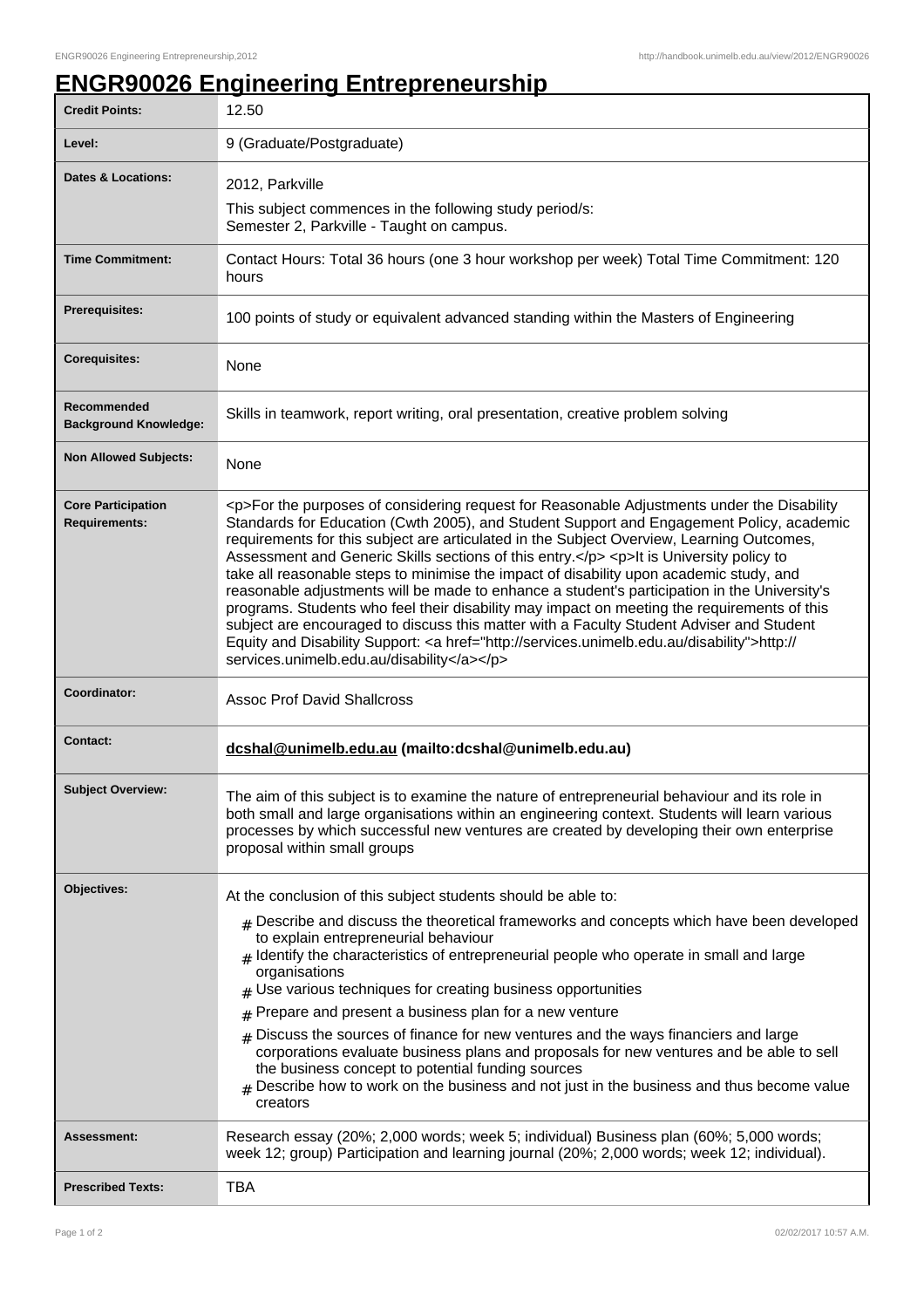# ENGR90026 Engineering Entrepreneurship

| | |
|---|---|
| **Credit Points:** | 12.50 |
| **Level:** | 9 (Graduate/Postgraduate) |
| **Dates & Locations:** | 2012, Parkville<br>This subject commences in the following study period/s:<br>Semester 2, Parkville - Taught on campus. |
| **Time Commitment:** | Contact Hours: Total 36 hours (one 3 hour workshop per week) Total Time Commitment: 120 hours |
| **Prerequisites:** | 100 points of study or equivalent advanced standing within the Masters of Engineering |
| **Corequisites:** | None |
| **Recommended Background Knowledge:** | Skills in teamwork, report writing, oral presentation, creative problem solving |
| **Non Allowed Subjects:** | None |
| **Core Participation Requirements:** | <p>For the purposes of considering request for Reasonable Adjustments under the Disability Standards for Education (Cwth 2005), and Student Support and Engagement Policy, academic requirements for this subject are articulated in the Subject Overview, Learning Outcomes, Assessment and Generic Skills sections of this entry.</p> <p>It is University policy to take all reasonable steps to minimise the impact of disability upon academic study, and reasonable adjustments will be made to enhance a student's participation in the University's programs. Students who feel their disability may impact on meeting the requirements of this subject are encouraged to discuss this matter with a Faculty Student Adviser and Student Equity and Disability Support: <a href="http://services.unimelb.edu.au/disability">http://services.unimelb.edu.au/disability</a></p> |
| **Coordinator:** | Assoc Prof David Shallcross |
| **Contact:** | **dcshal@unimelb.edu.au (mailto:dcshal@unimelb.edu.au)** |
| **Subject Overview:** | The aim of this subject is to examine the nature of entrepreneurial behaviour and its role in both small and large organisations within an engineering context. Students will learn various processes by which successful new ventures are created by developing their own enterprise proposal within small groups |
| **Objectives:** | At the conclusion of this subject students should be able to:<br># Describe and discuss the theoretical frameworks and concepts which have been developed to explain entrepreneurial behaviour<br># Identify the characteristics of entrepreneurial people who operate in small and large organisations<br># Use various techniques for creating business opportunities<br># Prepare and present a business plan for a new venture<br># Discuss the sources of finance for new ventures and the ways financiers and large corporations evaluate business plans and proposals for new ventures and be able to sell the business concept to potential funding sources<br># Describe how to work on the business and not just in the business and thus become value creators |
| **Assessment:** | Research essay (20%; 2,000 words; week 5; individual) Business plan (60%; 5,000 words; week 12; group) Participation and learning journal (20%; 2,000 words; week 12; individual). |
| **Prescribed Texts:** | TBA |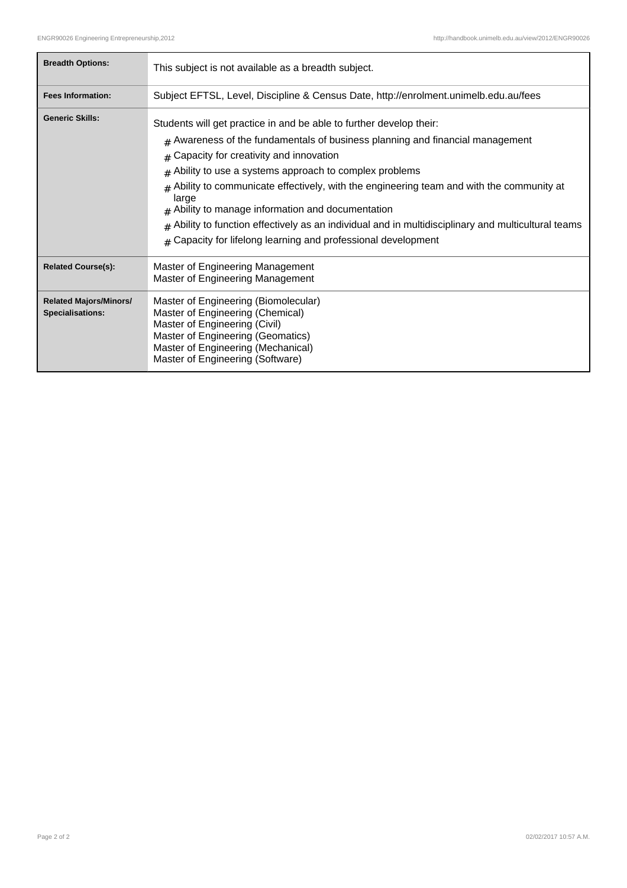| | |
|---|---|
| **Breadth Options:** | This subject is not available as a breadth subject. |
| **Fees Information:** | Subject EFTSL, Level, Discipline & Census Date, http://enrolment.unimelb.edu.au/fees |
| **Generic Skills:** | Students will get practice in and be able to further develop their:<br># Awareness of the fundamentals of business planning and financial management<br># Capacity for creativity and innovation<br># Ability to use a systems approach to complex problems<br># Ability to communicate effectively, with the engineering team and with the community at large<br># Ability to manage information and documentation<br># Ability to function effectively as an individual and in multidisciplinary and multicultural teams<br># Capacity for lifelong learning and professional development |
| **Related Course(s):** | Master of Engineering Management<br>Master of Engineering Management |
| **Related Majors/Minors/ Specialisations:** | Master of Engineering (Biomolecular)<br>Master of Engineering (Chemical)<br>Master of Engineering (Civil)<br>Master of Engineering (Geomatics)<br>Master of Engineering (Mechanical)<br>Master of Engineering (Software) |